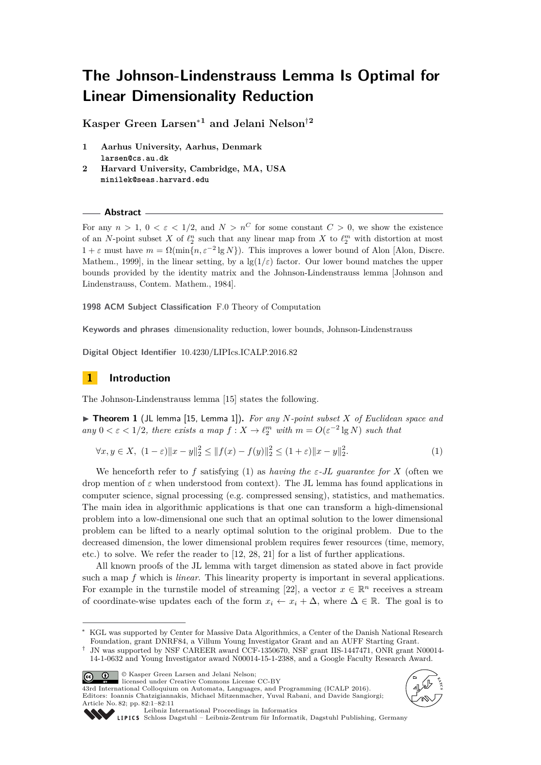# The Johnson-Lindenstrauss Lemma Is Optimal for Linear Dimensionality Reduction

**Kasper Green Larsen**[*1] **and Jelani Nelson**[†2]

1 **Aarhus University, Aarhus, Denmark**
larsen@cs.au.dk

2 **Harvard University, Cambridge, MA, USA**
minilek@seas.harvard.edu

## Abstract

For any $n > 1$, $0 < \varepsilon < 1/2$, and $N > n^C$ for some constant $C > 0$, we show the existence of an $N$-point subset $X$ of $\ell_2^n$ such that any linear map from $X$ to $\ell_2^m$ with distortion at most $1 + \varepsilon$ must have $m = \Omega(\min\{n, \varepsilon^{-2} \lg N\})$. This improves a lower bound of Alon [Alon, Discre. Mathem., 1999], in the linear setting, by a $\lg(1/\varepsilon)$ factor. Our lower bound matches the upper bounds provided by the identity matrix and the Johnson-Lindenstrauss lemma [Johnson and Lindenstrauss, Contem. Mathem., 1984].

**1998 ACM Subject Classification** F.0 Theory of Computation

**Keywords and phrases** dimensionality reduction, lower bounds, Johnson-Lindenstrauss

**Digital Object Identifier** 10.4230/LIPIcs.ICALP.2016.82

## 1 Introduction

The Johnson-Lindenstrauss lemma [15] states the following.

▶ **Theorem 1** (JL lemma [15, Lemma 1]). *For any $N$-point subset $X$ of Euclidean space and any $0 < \varepsilon < 1/2$, there exists a map $f : X \to \ell_2^m$ with $m = O(\varepsilon^{-2} \lg N)$ such that*

$$\forall x, y \in X,\ (1 - \varepsilon)\|x - y\|_2^2 \le \|f(x) - f(y)\|_2^2 \le (1 + \varepsilon)\|x - y\|_2^2. \tag{1}$$

We henceforth refer to $f$ satisfying (1) as *having the $\varepsilon$-JL guarantee for $X$* (often we drop mention of $\varepsilon$ when understood from context). The JL lemma has found applications in computer science, signal processing (e.g. compressed sensing), statistics, and mathematics. The main idea in algorithmic applications is that one can transform a high-dimensional problem into a low-dimensional one such that an optimal solution to the lower dimensional problem can be lifted to a nearly optimal solution to the original problem. Due to the decreased dimension, the lower dimensional problem requires fewer resources (time, memory, etc.) to solve. We refer the reader to [12, 28, 21] for a list of further applications.

All known proofs of the JL lemma with target dimension as stated above in fact provide such a map $f$ which is *linear*. This linearity property is important in several applications. For example in the turnstile model of streaming [22], a vector $x \in \mathbb{R}^n$ receives a stream of coordinate-wise updates each of the form $x_i \leftarrow x_i + \Delta$, where $\Delta \in \mathbb{R}$. The goal is to

[*] KGL was supported by Center for Massive Data Algorithmics, a Center of the Danish National Research Foundation, grant DNRF84, a Villum Young Investigator Grant and an AUFF Starting Grant.

[†] JN was supported by NSF CAREER award CCF-1350670, NSF grant IIS-1447471, ONR grant N00014-14-1-0632 and Young Investigator award N00014-15-1-2388, and a Google Faculty Research Award.

© Kasper Green Larsen and Jelani Nelson;
licensed under Creative Commons License CC-BY
43rd International Colloquium on Automata, Languages, and Programming (ICALP 2016).
Editors: Ioannis Chatzigiannakis, Michael Mitzenmacher, Yuval Rabani, and Davide Sangiorgi;
Article No. 82; pp. 82:1–82:11
Leibniz International Proceedings in Informatics
Schloss Dagstuhl – Leibniz-Zentrum für Informatik, Dagstuhl Publishing, Germany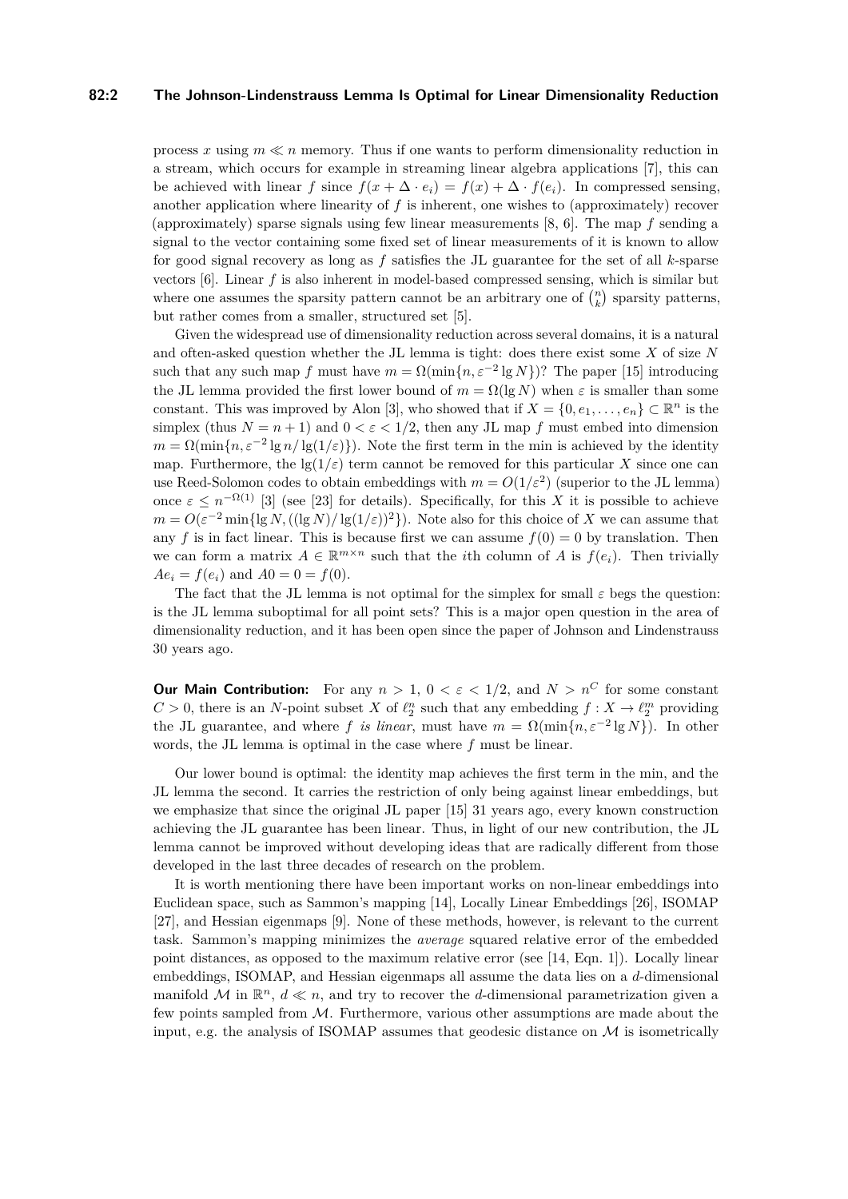process $x$ using $m \ll n$ memory. Thus if one wants to perform dimensionality reduction in a stream, which occurs for example in streaming linear algebra applications [7], this can be achieved with linear $f$ since $f(x + \Delta \cdot e_i) = f(x) + \Delta \cdot f(e_i)$. In compressed sensing, another application where linearity of $f$ is inherent, one wishes to (approximately) recover (approximately) sparse signals using few linear measurements [8, 6]. The map $f$ sending a signal to the vector containing some fixed set of linear measurements of it is known to allow for good signal recovery as long as $f$ satisfies the JL guarantee for the set of all $k$-sparse vectors [6]. Linear $f$ is also inherent in model-based compressed sensing, which is similar but where one assumes the sparsity pattern cannot be an arbitrary one of $\binom{n}{k}$ sparsity patterns, but rather comes from a smaller, structured set [5].

Given the widespread use of dimensionality reduction across several domains, it is a natural and often-asked question whether the JL lemma is tight: does there exist some $X$ of size $N$ such that any such map $f$ must have $m = \Omega(\min\{n, \varepsilon^{-2} \lg N\})$? The paper [15] introducing the JL lemma provided the first lower bound of $m = \Omega(\lg N)$ when $\varepsilon$ is smaller than some constant. This was improved by Alon [3], who showed that if $X = \{0, e_1, \ldots, e_n\} \subset \mathbb{R}^n$ is the simplex (thus $N = n + 1$) and $0 < \varepsilon < 1/2$, then any JL map $f$ must embed into dimension $m = \Omega(\min\{n, \varepsilon^{-2} \lg n / \lg(1/\varepsilon)\})$. Note the first term in the min is achieved by the identity map. Furthermore, the $\lg(1/\varepsilon)$ term cannot be removed for this particular $X$ since one can use Reed-Solomon codes to obtain embeddings with $m = O(1/\varepsilon^2)$ (superior to the JL lemma) once $\varepsilon \leq n^{-\Omega(1)}$ [3] (see [23] for details). Specifically, for this $X$ it is possible to achieve $m = O(\varepsilon^{-2} \min\{\lg N, ((\lg N)/\lg(1/\varepsilon))^2\})$. Note also for this choice of $X$ we can assume that any $f$ is in fact linear. This is because first we can assume $f(0) = 0$ by translation. Then we can form a matrix $A \in \mathbb{R}^{m \times n}$ such that the $i$th column of $A$ is $f(e_i)$. Then trivially $Ae_i = f(e_i)$ and $A0 = 0 = f(0)$.

The fact that the JL lemma is not optimal for the simplex for small $\varepsilon$ begs the question: is the JL lemma suboptimal for all point sets? This is a major open question in the area of dimensionality reduction, and it has been open since the paper of Johnson and Lindenstrauss 30 years ago.

**Our Main Contribution:** For any $n > 1$, $0 < \varepsilon < 1/2$, and $N > n^C$ for some constant $C > 0$, there is an $N$-point subset $X$ of $\ell_2^n$ such that any embedding $f : X \to \ell_2^m$ providing the JL guarantee, and where $f$ *is linear*, must have $m = \Omega(\min\{n, \varepsilon^{-2} \lg N\})$. In other words, the JL lemma is optimal in the case where $f$ must be linear.

Our lower bound is optimal: the identity map achieves the first term in the min, and the JL lemma the second. It carries the restriction of only being against linear embeddings, but we emphasize that since the original JL paper [15] 31 years ago, every known construction achieving the JL guarantee has been linear. Thus, in light of our new contribution, the JL lemma cannot be improved without developing ideas that are radically different from those developed in the last three decades of research on the problem.

It is worth mentioning there have been important works on non-linear embeddings into Euclidean space, such as Sammon's mapping [14], Locally Linear Embeddings [26], ISOMAP [27], and Hessian eigenmaps [9]. None of these methods, however, is relevant to the current task. Sammon's mapping minimizes the *average* squared relative error of the embedded point distances, as opposed to the maximum relative error (see [14, Eqn. 1]). Locally linear embeddings, ISOMAP, and Hessian eigenmaps all assume the data lies on a $d$-dimensional manifold $\mathcal{M}$ in $\mathbb{R}^n$, $d \ll n$, and try to recover the $d$-dimensional parametrization given a few points sampled from $\mathcal{M}$. Furthermore, various other assumptions are made about the input, e.g. the analysis of ISOMAP assumes that geodesic distance on $\mathcal{M}$ is isometrically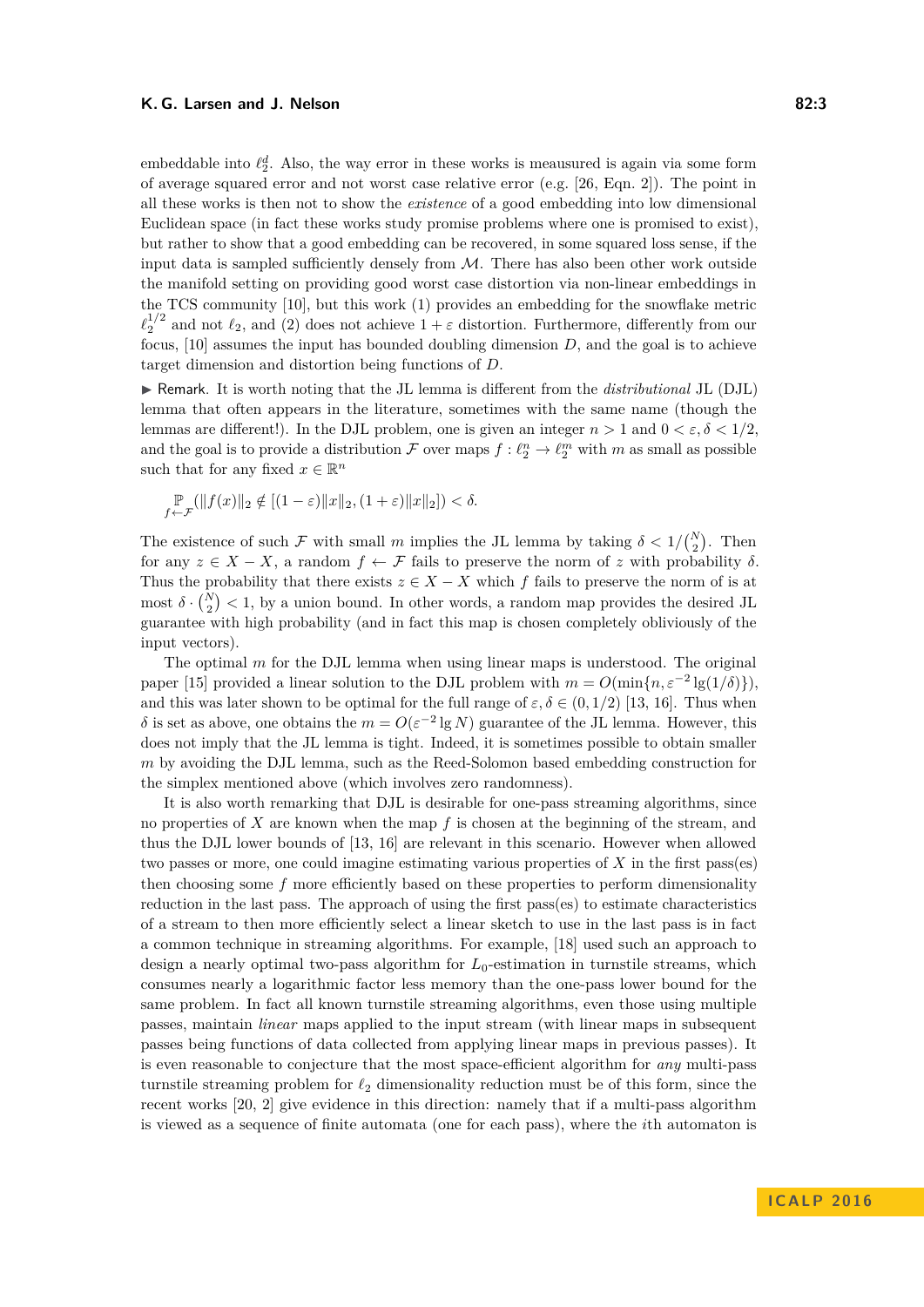embeddable into $\ell_2^d$. Also, the way error in these works is meausured is again via some form of average squared error and not worst case relative error (e.g. [26, Eqn. 2]). The point in all these works is then not to show the *existence* of a good embedding into low dimensional Euclidean space (in fact these works study promise problems where one is promised to exist), but rather to show that a good embedding can be recovered, in some squared loss sense, if the input data is sampled sufficiently densely from $\mathcal{M}$. There has also been other work outside the manifold setting on providing good worst case distortion via non-linear embeddings in the TCS community [10], but this work (1) provides an embedding for the snowflake metric $\ell_2^{1/2}$ and not $\ell_2$, and (2) does not achieve $1+\varepsilon$ distortion. Furthermore, differently from our focus, [10] assumes the input has bounded doubling dimension $D$, and the goal is to achieve target dimension and distortion being functions of $D$.

▶ Remark. It is worth noting that the JL lemma is different from the *distributional* JL (DJL) lemma that often appears in the literature, sometimes with the same name (though the lemmas are different!). In the DJL problem, one is given an integer $n > 1$ and $0 < \varepsilon, \delta < 1/2$, and the goal is to provide a distribution $\mathcal{F}$ over maps $f : \ell_2^n \to \ell_2^m$ with $m$ as small as possible such that for any fixed $x \in \mathbb{R}^n$

$$\mathop{\mathbb{P}}_{f \leftarrow \mathcal{F}}(\|f(x)\|_2 \notin [(1-\varepsilon)\|x\|_2, (1+\varepsilon)\|x\|_2]) < \delta.$$

The existence of such $\mathcal{F}$ with small $m$ implies the JL lemma by taking $\delta < 1/\binom{N}{2}$. Then for any $z \in X - X$, a random $f \leftarrow \mathcal{F}$ fails to preserve the norm of $z$ with probability $\delta$. Thus the probability that there exists $z \in X - X$ which $f$ fails to preserve the norm of is at most $\delta \cdot \binom{N}{2} < 1$, by a union bound. In other words, a random map provides the desired JL guarantee with high probability (and in fact this map is chosen completely obliviously of the input vectors).

The optimal $m$ for the DJL lemma when using linear maps is understood. The original paper [15] provided a linear solution to the DJL problem with $m = O(\min\{n, \varepsilon^{-2} \lg(1/\delta)\})$, and this was later shown to be optimal for the full range of $\varepsilon, \delta \in (0, 1/2)$ [13, 16]. Thus when $\delta$ is set as above, one obtains the $m = O(\varepsilon^{-2} \lg N)$ guarantee of the JL lemma. However, this does not imply that the JL lemma is tight. Indeed, it is sometimes possible to obtain smaller $m$ by avoiding the DJL lemma, such as the Reed-Solomon based embedding construction for the simplex mentioned above (which involves zero randomness).

It is also worth remarking that DJL is desirable for one-pass streaming algorithms, since no properties of $X$ are known when the map $f$ is chosen at the beginning of the stream, and thus the DJL lower bounds of [13, 16] are relevant in this scenario. However when allowed two passes or more, one could imagine estimating various properties of $X$ in the first pass(es) then choosing some $f$ more efficiently based on these properties to perform dimensionality reduction in the last pass. The approach of using the first pass(es) to estimate characteristics of a stream to then more efficiently select a linear sketch to use in the last pass is in fact a common technique in streaming algorithms. For example, [18] used such an approach to design a nearly optimal two-pass algorithm for $L_0$-estimation in turnstile streams, which consumes nearly a logarithmic factor less memory than the one-pass lower bound for the same problem. In fact all known turnstile streaming algorithms, even those using multiple passes, maintain *linear* maps applied to the input stream (with linear maps in subsequent passes being functions of data collected from applying linear maps in previous passes). It is even reasonable to conjecture that the most space-efficient algorithm for *any* multi-pass turnstile streaming problem for $\ell_2$ dimensionality reduction must be of this form, since the recent works [20, 2] give evidence in this direction: namely that if a multi-pass algorithm is viewed as a sequence of finite automata (one for each pass), where the $i$th automaton is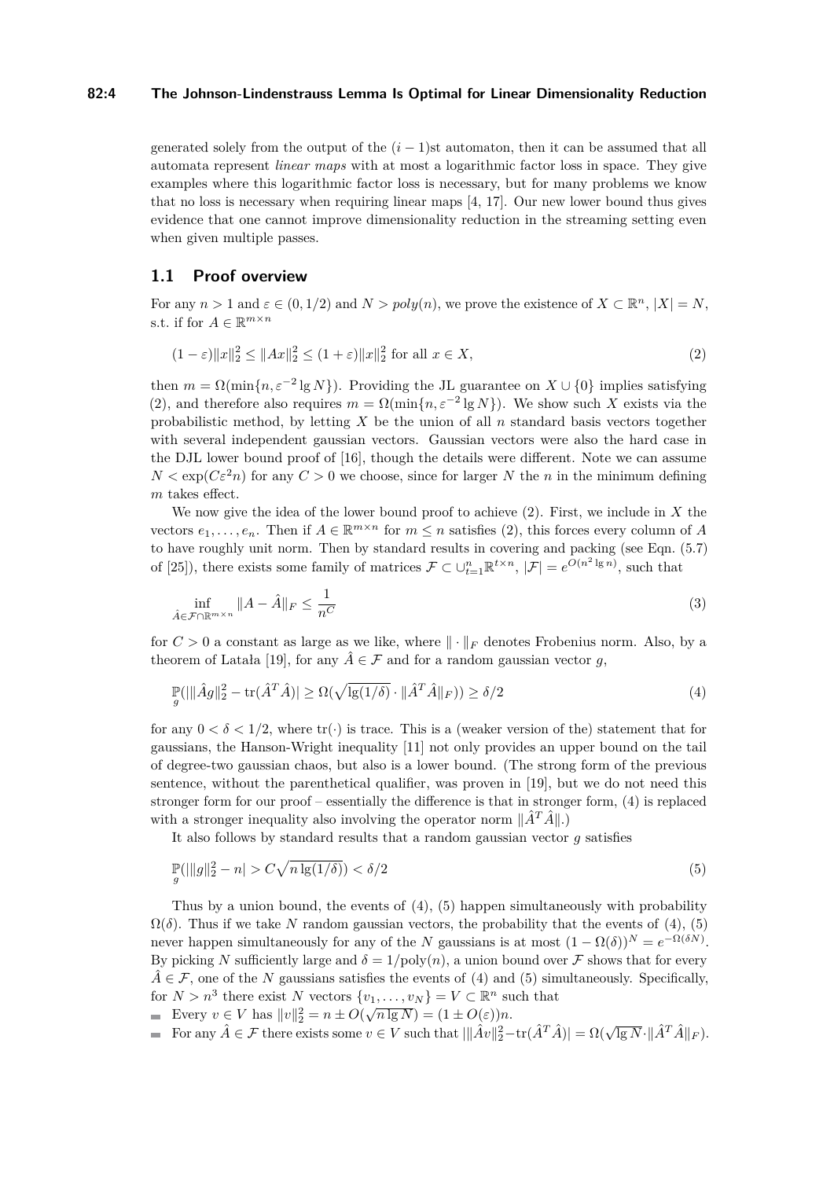generated solely from the output of the $(i-1)$st automaton, then it can be assumed that all automata represent *linear maps* with at most a logarithmic factor loss in space. They give examples where this logarithmic factor loss is necessary, but for many problems we know that no loss is necessary when requiring linear maps [4, 17]. Our new lower bound thus gives evidence that one cannot improve dimensionality reduction in the streaming setting even when given multiple passes.

## 1.1 Proof overview

For any $n > 1$ and $\varepsilon \in (0, 1/2)$ and $N > poly(n)$, we prove the existence of $X \subset \mathbb{R}^n$, $|X| = N$, s.t. if for $A \in \mathbb{R}^{m \times n}$

$$(1-\varepsilon)\|x\|_2^2 \leq \|Ax\|_2^2 \leq (1+\varepsilon)\|x\|_2^2 \text{ for all } x \in X, \tag{2}$$

then $m = \Omega(\min\{n, \varepsilon^{-2} \lg N\})$. Providing the JL guarantee on $X \cup \{0\}$ implies satisfying (2), and therefore also requires $m = \Omega(\min\{n, \varepsilon^{-2} \lg N\})$. We show such $X$ exists via the probabilistic method, by letting $X$ be the union of all $n$ standard basis vectors together with several independent gaussian vectors. Gaussian vectors were also the hard case in the DJL lower bound proof of [16], though the details were different. Note we can assume $N < \exp(C\varepsilon^2 n)$ for any $C > 0$ we choose, since for larger $N$ the $n$ in the minimum defining $m$ takes effect.

We now give the idea of the lower bound proof to achieve (2). First, we include in $X$ the vectors $e_1, \ldots, e_n$. Then if $A \in \mathbb{R}^{m \times n}$ for $m \leq n$ satisfies (2), this forces every column of $A$ to have roughly unit norm. Then by standard results in covering and packing (see Eqn. (5.7) of [25]), there exists some family of matrices $\mathcal{F} \subset \cup_{t=1}^n \mathbb{R}^{t \times n}$, $|\mathcal{F}| = e^{O(n^2 \lg n)}$, such that

$$\inf_{\hat{A} \in \mathcal{F} \cap \mathbb{R}^{m \times n}} \|A - \hat{A}\|_F \leq \frac{1}{n^C} \tag{3}$$

for $C > 0$ a constant as large as we like, where $\|\cdot\|_F$ denotes Frobenius norm. Also, by a theorem of Latała [19], for any $\hat{A} \in \mathcal{F}$ and for a random gaussian vector $g$,

$$\mathbb{P}_g(|\|\hat{A}g\|_2^2 - \operatorname{tr}(\hat{A}^T\hat{A})| \geq \Omega(\sqrt{\lg(1/\delta)} \cdot \|\hat{A}^T\hat{A}\|_F)) \geq \delta/2 \tag{4}$$

for any $0 < \delta < 1/2$, where $\operatorname{tr}(\cdot)$ is trace. This is a (weaker version of the) statement that for gaussians, the Hanson-Wright inequality [11] not only provides an upper bound on the tail of degree-two gaussian chaos, but also is a lower bound. (The strong form of the previous sentence, without the parenthetical qualifier, was proven in [19], but we do not need this stronger form for our proof – essentially the difference is that in stronger form, (4) is replaced with a stronger inequality also involving the operator norm $\|\hat{A}^T\hat{A}\|$.)

It also follows by standard results that a random gaussian vector $g$ satisfies

$$\mathbb{P}_g(|\|g\|_2^2 - n| > C\sqrt{n \lg(1/\delta)}) < \delta/2 \tag{5}$$

Thus by a union bound, the events of (4), (5) happen simultaneously with probability $\Omega(\delta)$. Thus if we take $N$ random gaussian vectors, the probability that the events of (4), (5) never happen simultaneously for any of the $N$ gaussians is at most $(1 - \Omega(\delta))^N = e^{-\Omega(\delta N)}$. By picking $N$ sufficiently large and $\delta = 1/\text{poly}(n)$, a union bound over $\mathcal{F}$ shows that for every $\hat{A} \in \mathcal{F}$, one of the $N$ gaussians satisfies the events of (4) and (5) simultaneously. Specifically, for $N > n^3$ there exist $N$ vectors $\{v_1, \ldots, v_N\} = V \subset \mathbb{R}^n$ such that

- Every $v \in V$ has $\|v\|_2^2 = n \pm O(\sqrt{n \lg N}) = (1 \pm O(\varepsilon))n$.
- For any $\hat{A} \in \mathcal{F}$ there exists some $v \in V$ such that $|\|\hat{A}v\|_2^2 - \operatorname{tr}(\hat{A}^T\hat{A})| = \Omega(\sqrt{\lg N} \cdot \|\hat{A}^T\hat{A}\|_F)$.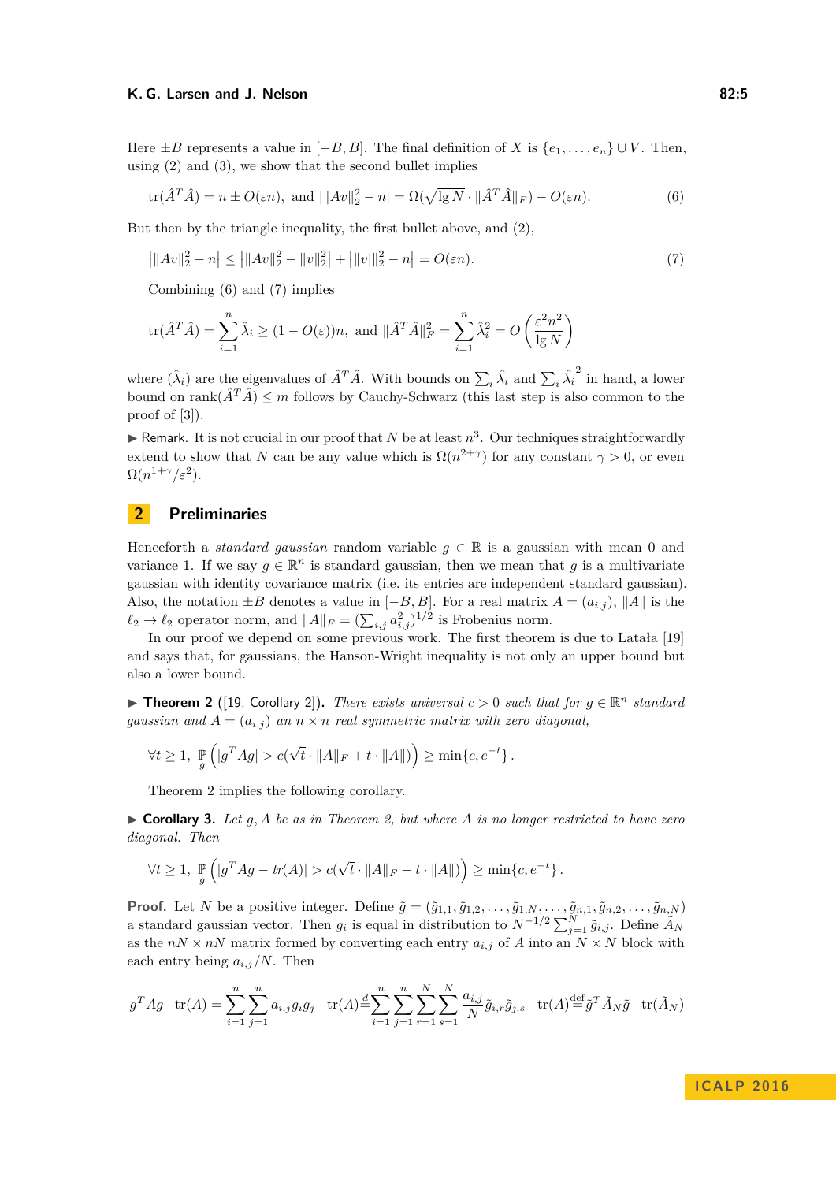Here $\pm B$ represents a value in $[-B, B]$. The final definition of $X$ is $\{e_1, \ldots, e_n\} \cup V$. Then, using (2) and (3), we show that the second bullet implies

$$\mathrm{tr}(\hat{A}^T \hat{A}) = n \pm O(\varepsilon n), \text{ and } |\|Av\|_2^2 - n| = \Omega(\sqrt{\lg N} \cdot \|\hat{A}^T \hat{A}\|_F) - O(\varepsilon n). \tag{6}$$

But then by the triangle inequality, the first bullet above, and (2),

$$\left|\|Av\|_2^2 - n\right| \le \left|\|Av\|_2^2 - \|v\|_2^2\right| + \left|\|v\|_2^2 - n\right| = O(\varepsilon n). \tag{7}$$

Combining (6) and (7) implies

$$\mathrm{tr}(\hat{A}^T \hat{A}) = \sum_{i=1}^{n} \hat{\lambda}_i \ge (1 - O(\varepsilon))n, \text{ and } \|\hat{A}^T \hat{A}\|_F^2 = \sum_{i=1}^{n} \hat{\lambda}_i^2 = O\left(\frac{\varepsilon^2 n^2}{\lg N}\right)$$

where $(\hat{\lambda}_i)$ are the eigenvalues of $\hat{A}^T \hat{A}$. With bounds on $\sum_i \hat{\lambda}_i$ and $\sum_i \hat{\lambda}_i^2$ in hand, a lower bound on $\mathrm{rank}(\hat{A}^T \hat{A}) \le m$ follows by Cauchy-Schwarz (this last step is also common to the proof of [3]).

▶ Remark. It is not crucial in our proof that $N$ be at least $n^3$. Our techniques straightforwardly extend to show that $N$ can be any value which is $\Omega(n^{2+\gamma})$ for any constant $\gamma > 0$, or even $\Omega(n^{1+\gamma}/\varepsilon^2)$.

## 2 Preliminaries

Henceforth a *standard gaussian* random variable $g \in \mathbb{R}$ is a gaussian with mean 0 and variance 1. If we say $g \in \mathbb{R}^n$ is standard gaussian, then we mean that $g$ is a multivariate gaussian with identity covariance matrix (i.e. its entries are independent standard gaussian). Also, the notation $\pm B$ denotes a value in $[-B, B]$. For a real matrix $A = (a_{i,j})$, $\|A\|$ is the $\ell_2 \to \ell_2$ operator norm, and $\|A\|_F = (\sum_{i,j} a_{i,j}^2)^{1/2}$ is Frobenius norm.

In our proof we depend on some previous work. The first theorem is due to Latała [19] and says that, for gaussians, the Hanson-Wright inequality is not only an upper bound but also a lower bound.

▶ **Theorem 2** ([19, Corollary 2]). *There exists universal $c > 0$ such that for $g \in \mathbb{R}^n$ standard gaussian and $A = (a_{i,j})$ an $n \times n$ real symmetric matrix with zero diagonal,*

$$\forall t \ge 1, \ \mathop{\mathbb{P}}_{g}\left(|g^T A g| > c(\sqrt{t} \cdot \|A\|_F + t \cdot \|A\|)\right) \ge \min\{c, e^{-t}\}.$$

Theorem 2 implies the following corollary.

▶ **Corollary 3.** *Let $g, A$ be as in Theorem 2, but where $A$ is no longer restricted to have zero diagonal. Then*

$$\forall t \ge 1, \ \mathop{\mathbb{P}}_{g}\left(|g^T A g - tr(A)| > c(\sqrt{t} \cdot \|A\|_F + t \cdot \|A\|)\right) \ge \min\{c, e^{-t}\}.$$

**Proof.** Let $N$ be a positive integer. Define $\tilde{g} = (\tilde{g}_{1,1}, \tilde{g}_{1,2}, \ldots, \tilde{g}_{1,N}, \ldots, \tilde{g}_{n,1}, \tilde{g}_{n,2}, \ldots, \tilde{g}_{n,N})$ a standard gaussian vector. Then $g_i$ is equal in distribution to $N^{-1/2} \sum_{j=1}^{N} \tilde{g}_{i,j}$. Define $\tilde{A}_N$ as the $nN \times nN$ matrix formed by converting each entry $a_{i,j}$ of $A$ into an $N \times N$ block with each entry being $a_{i,j}/N$. Then

$$g^T A g - \mathrm{tr}(A) = \sum_{i=1}^{n} \sum_{j=1}^{n} a_{i,j} g_i g_j - \mathrm{tr}(A) \stackrel{d}{=} \sum_{i=1}^{n} \sum_{j=1}^{n} \sum_{r=1}^{N} \sum_{s=1}^{N} \frac{a_{i,j}}{N} \tilde{g}_{i,r} \tilde{g}_{j,s} - \mathrm{tr}(A) \stackrel{\text{def}}{=} \tilde{g}^T \tilde{A}_N \tilde{g} - \mathrm{tr}(\tilde{A}_N)$$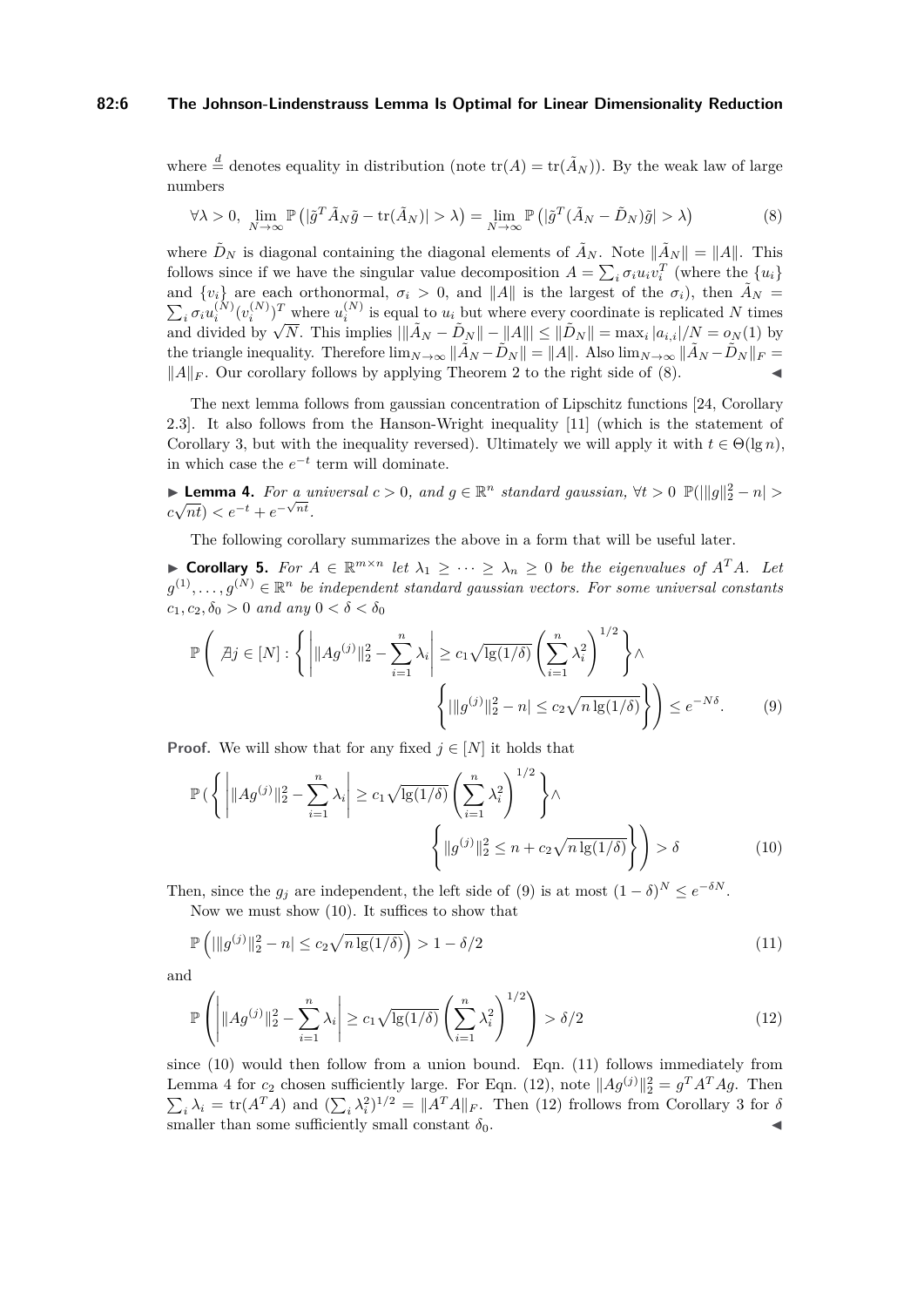where $\stackrel{d}{=}$ denotes equality in distribution (note $\mathrm{tr}(A) = \mathrm{tr}(\tilde{A}_N)$). By the weak law of large numbers

$$\forall \lambda > 0, \lim_{N\to\infty} \mathbb{P}\left(|\tilde{g}^T \tilde{A}_N \tilde{g} - \mathrm{tr}(\tilde{A}_N)| > \lambda\right) = \lim_{N\to\infty} \mathbb{P}\left(|\tilde{g}^T(\tilde{A}_N - \tilde{D}_N)\tilde{g}| > \lambda\right) \tag{8}$$

where $\tilde{D}_N$ is diagonal containing the diagonal elements of $\tilde{A}_N$. Note $\|\tilde{A}_N\| = \|A\|$. This follows since if we have the singular value decomposition $A = \sum_i \sigma_i u_i v_i^T$ (where the $\{u_i\}$ and $\{v_i\}$ are each orthonormal, $\sigma_i > 0$, and $\|A\|$ is the largest of the $\sigma_i$), then $\tilde{A}_N = \sum_i \sigma_i u_i^{(N)}(v_i^{(N)})^T$ where $u_i^{(N)}$ is equal to $u_i$ but where every coordinate is replicated $N$ times and divided by $\sqrt{N}$. This implies $|\|\tilde{A}_N - \tilde{D}_N\| - \|A\|| \le \|\tilde{D}_N\| = \max_i |a_{i,i}|/N = o_N(1)$ by the triangle inequality. Therefore $\lim_{N\to\infty} \|\tilde{A}_N - \tilde{D}_N\| = \|A\|$. Also $\lim_{N\to\infty} \|\tilde{A}_N - \tilde{D}_N\|_F = \|A\|_F$. Our corollary follows by applying Theorem 2 to the right side of (8). ◀

The next lemma follows from gaussian concentration of Lipschitz functions [24, Corollary 2.3]. It also follows from the Hanson-Wright inequality [11] (which is the statement of Corollary 3, but with the inequality reversed). Ultimately we will apply it with $t \in \Theta(\lg n)$, in which case the $e^{-t}$ term will dominate.

▶ **Lemma 4.** *For a universal $c > 0$, and $g \in \mathbb{R}^n$ standard gaussian, $\forall t > 0$ $\mathbb{P}(|\|g\|_2^2 - n| > c\sqrt{nt}) < e^{-t} + e^{-\sqrt{nt}}$.*

The following corollary summarizes the above in a form that will be useful later.

▶ **Corollary 5.** *For $A \in \mathbb{R}^{m\times n}$ let $\lambda_1 \ge \cdots \ge \lambda_n \ge 0$ be the eigenvalues of $A^T A$. Let $g^{(1)}, \ldots, g^{(N)} \in \mathbb{R}^n$ be independent standard gaussian vectors. For some universal constants $c_1, c_2, \delta_0 > 0$ and any $0 < \delta < \delta_0$*

$$\mathbb{P}\left(\nexists j \in [N] : \left\{\left|\|Ag^{(j)}\|_2^2 - \sum_{i=1}^n \lambda_i\right| \ge c_1\sqrt{\lg(1/\delta)}\left(\sum_{i=1}^n \lambda_i^2\right)^{1/2}\right\} \wedge \left\{|\|g^{(j)}\|_2^2 - n| \le c_2\sqrt{n\lg(1/\delta)}\right\}\right) \le e^{-N\delta}. \tag{9}$$

**Proof.** We will show that for any fixed $j \in [N]$ it holds that

$$\mathbb{P}\left(\left\{\left|\|Ag^{(j)}\|_2^2 - \sum_{i=1}^n \lambda_i\right| \ge c_1\sqrt{\lg(1/\delta)}\left(\sum_{i=1}^n \lambda_i^2\right)^{1/2}\right\} \wedge \left\{\|g^{(j)}\|_2^2 \le n + c_2\sqrt{n\lg(1/\delta)}\right\}\right) > \delta \tag{10}$$

Then, since the $g_j$ are independent, the left side of (9) is at most $(1-\delta)^N \le e^{-\delta N}$.

Now we must show (10). It suffices to show that

$$\mathbb{P}\left(|\|g^{(j)}\|_2^2 - n| \le c_2\sqrt{n\lg(1/\delta)}\right) > 1 - \delta/2 \tag{11}$$

and

$$\mathbb{P}\left(\left|\|Ag^{(j)}\|_2^2 - \sum_{i=1}^n \lambda_i\right| \ge c_1\sqrt{\lg(1/\delta)}\left(\sum_{i=1}^n \lambda_i^2\right)^{1/2}\right) > \delta/2 \tag{12}$$

since (10) would then follow from a union bound. Eqn. (11) follows immediately from Lemma 4 for $c_2$ chosen sufficiently large. For Eqn. (12), note $\|Ag^{(j)}\|_2^2 = g^T A^T A g$. Then $\sum_i \lambda_i = \mathrm{tr}(A^T A)$ and $(\sum_i \lambda_i^2)^{1/2} = \|A^T A\|_F$. Then (12) frollows from Corollary 3 for $\delta$ smaller than some sufficiently small constant $\delta_0$. ◀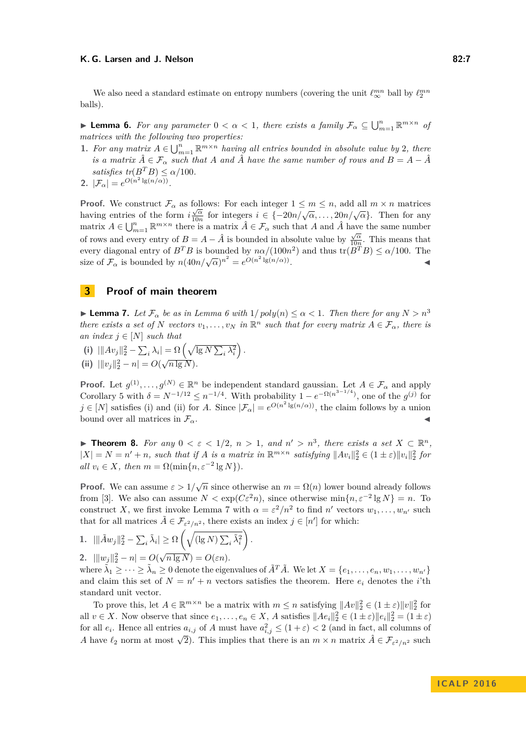We also need a standard estimate on entropy numbers (covering the unit $\ell_\infty^{mn}$ ball by $\ell_2^{mn}$ balls).

▶ **Lemma 6.** *For any parameter $0 < \alpha < 1$, there exists a family $\mathcal{F}_\alpha \subseteq \bigcup_{m=1}^n \mathbb{R}^{m\times n}$ of matrices with the following two properties:*

1. *For any matrix $A \in \bigcup_{m=1}^n \mathbb{R}^{m\times n}$ having all entries bounded in absolute value by 2, there is a matrix $\hat{A} \in \mathcal{F}_\alpha$ such that $A$ and $\hat{A}$ have the same number of rows and $B = A - \hat{A}$ satisfies $tr(B^T B) \leq \alpha/100$.*
2. *$|\mathcal{F}_\alpha| = e^{O(n^2 \lg(n/\alpha))}$.*

**Proof.** We construct $\mathcal{F}_\alpha$ as follows: For each integer $1 \leq m \leq n$, add all $m \times n$ matrices having entries of the form $i\frac{\sqrt{\alpha}}{10n}$ for integers $i \in \{-20n/\sqrt{\alpha}, \dots, 20n/\sqrt{\alpha}\}$. Then for any matrix $A \in \bigcup_{m=1}^n \mathbb{R}^{m\times n}$ there is a matrix $\hat{A} \in \mathcal{F}_\alpha$ such that $A$ and $\hat{A}$ have the same number of rows and every entry of $B = A - \hat{A}$ is bounded in absolute value by $\frac{\sqrt{\alpha}}{10n}$. This means that every diagonal entry of $B^T B$ is bounded by $n\alpha/(100n^2)$ and thus $\mathrm{tr}(B^T B) \leq \alpha/100$. The size of $\mathcal{F}_\alpha$ is bounded by $n(40n/\sqrt{\alpha})^{n^2} = e^{O(n^2 \lg(n/\alpha))}$. ◀

## 3 Proof of main theorem

▶ **Lemma 7.** *Let $\mathcal{F}_\alpha$ be as in Lemma 6 with $1/\mathrm{poly}(n) \leq \alpha < 1$. Then there for any $N > n^3$ there exists a set of $N$ vectors $v_1, \dots, v_N$ in $\mathbb{R}^n$ such that for every matrix $A \in \mathcal{F}_\alpha$, there is an index $j \in [N]$ such that*

**(i)** $|\|Av_j\|_2^2 - \sum_i \lambda_i| = \Omega\left(\sqrt{\lg N \sum_i \lambda_i^2}\right)$.

**(ii)** $|\|v_j\|_2^2 - n| = O(\sqrt{n \lg N})$.

**Proof.** Let $g^{(1)}, \dots, g^{(N)} \in \mathbb{R}^n$ be independent standard gaussian. Let $A \in \mathcal{F}_\alpha$ and apply Corollary 5 with $\delta = N^{-1/12} \leq n^{-1/4}$. With probability $1 - e^{-\Omega(n^{3-1/4})}$, one of the $g^{(j)}$ for $j \in [N]$ satisfies (i) and (ii) for $A$. Since $|\mathcal{F}_\alpha| = e^{O(n^2 \lg(n/\alpha))}$, the claim follows by a union bound over all matrices in $\mathcal{F}_\alpha$. ◀

▶ **Theorem 8.** *For any $0 < \varepsilon < 1/2$, $n > 1$, and $n' > n^3$, there exists a set $X \subset \mathbb{R}^n$, $|X| = N = n' + n$, such that if $A$ is a matrix in $\mathbb{R}^{m\times n}$ satisfying $\|Av_i\|_2^2 \in (1 \pm \varepsilon)\|v_i\|_2^2$ for all $v_i \in X$, then $m = \Omega(\min\{n, \varepsilon^{-2} \lg N\})$.*

**Proof.** We can assume $\varepsilon > 1/\sqrt{n}$ since otherwise an $m = \Omega(n)$ lower bound already follows from [3]. We also can assume $N < \exp(C\varepsilon^2 n)$, since otherwise $\min\{n, \varepsilon^{-2} \lg N\} = n$. To construct $X$, we first invoke Lemma 7 with $\alpha = \varepsilon^2/n^2$ to find $n'$ vectors $w_1, \dots, w_{n'}$ such that for all matrices $\tilde{A} \in \mathcal{F}_{\varepsilon^2/n^2}$, there exists an index $j \in [n']$ for which:

1. $|\|\tilde{A}w_j\|_2^2 - \sum_i \tilde{\lambda}_i| \geq \Omega\left(\sqrt{(\lg N) \sum_i \tilde{\lambda}_i^2}\right)$.
2. $|\|w_j\|_2^2 - n| = O(\sqrt{n \lg N}) = O(\varepsilon n)$.

where $\tilde{\lambda}_1 \geq \cdots \geq \tilde{\lambda}_n \geq 0$ denote the eigenvalues of $\tilde{A}^T\tilde{A}$. We let $X = \{e_1, \dots, e_n, w_1, \dots, w_{n'}\}$ and claim this set of $N = n' + n$ vectors satisfies the theorem. Here $e_i$ denotes the $i$'th standard unit vector.

To prove this, let $A \in \mathbb{R}^{m\times n}$ be a matrix with $m \leq n$ satisfying $\|Av\|_2^2 \in (1 \pm \varepsilon)\|v\|_2^2$ for all $v \in X$. Now observe that since $e_1, \dots, e_n \in X$, $A$ satisfies $\|Ae_i\|_2^2 \in (1 \pm \varepsilon)\|e_i\|_2^2 = (1 \pm \varepsilon)$ for all $e_i$. Hence all entries $a_{i,j}$ of $A$ must have $a_{i,j}^2 \leq (1 + \varepsilon) < 2$ (and in fact, all columns of $A$ have $\ell_2$ norm at most $\sqrt{2}$). This implies that there is an $m \times n$ matrix $\hat{A} \in \mathcal{F}_{\varepsilon^2/n^2}$ such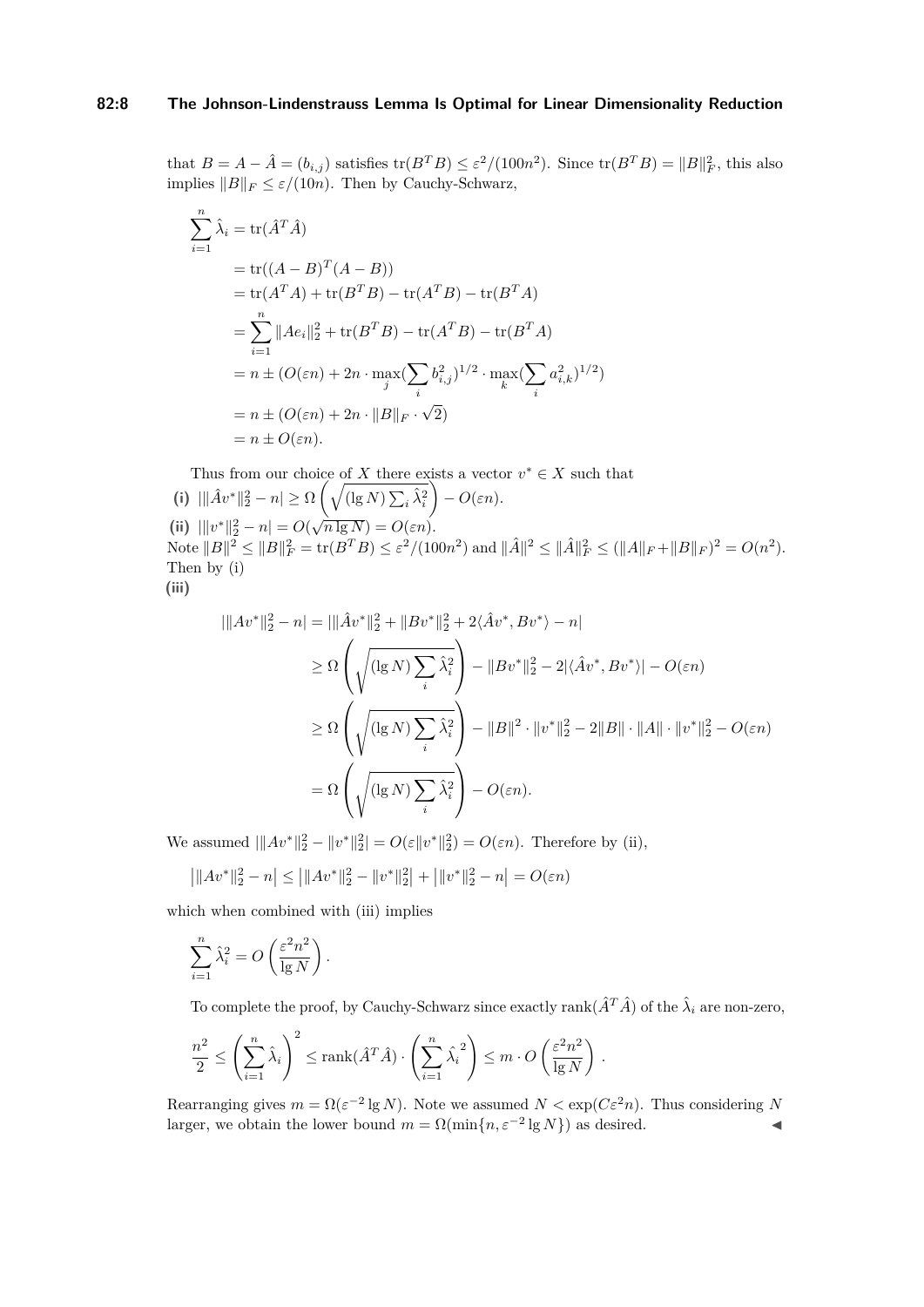that $B = A - \hat{A} = (b_{i,j})$ satisfies $\text{tr}(B^T B) \le \varepsilon^2/(100n^2)$. Since $\text{tr}(B^T B) = \|B\|_F^2$, this also implies $\|B\|_F \le \varepsilon/(10n)$. Then by Cauchy-Schwarz,

$$
\begin{aligned}
\sum_{i=1}^n \hat{\lambda}_i &= \text{tr}(\hat{A}^T \hat{A}) \\
&= \text{tr}((A-B)^T(A-B)) \\
&= \text{tr}(A^T A) + \text{tr}(B^T B) - \text{tr}(A^T B) - \text{tr}(B^T A) \\
&= \sum_{i=1}^n \|Ae_i\|_2^2 + \text{tr}(B^T B) - \text{tr}(A^T B) - \text{tr}(B^T A) \\
&= n \pm (O(\varepsilon n) + 2n \cdot \max_j (\sum_i b_{i,j}^2)^{1/2} \cdot \max_k (\sum_i a_{i,k}^2)^{1/2}) \\
&= n \pm (O(\varepsilon n) + 2n \cdot \|B\|_F \cdot \sqrt{2}) \\
&= n \pm O(\varepsilon n).
\end{aligned}
$$

Thus from our choice of $X$ there exists a vector $v^* \in X$ such that

**(i)** $|\|\hat{A}v^*\|_2^2 - n| \ge \Omega\left(\sqrt{(\lg N)\sum_i \hat{\lambda}_i^2}\right) - O(\varepsilon n)$.

**(ii)** $|\|v^*\|_2^2 - n| = O(\sqrt{n \lg N}) = O(\varepsilon n)$.

Note $\|B\|^2 \le \|B\|_F^2 = \text{tr}(B^T B) \le \varepsilon^2/(100n^2)$ and $\|\hat{A}\|^2 \le \|\hat{A}\|_F^2 \le (\|A\|_F + \|B\|_F)^2 = O(n^2)$. Then by (i)

**(iii)**

$$
\begin{aligned}
|\|Av^*\|_2^2 - n| &= |\|\hat{A}v^*\|_2^2 + \|Bv^*\|_2^2 + 2\langle \hat{A}v^*, Bv^* \rangle - n| \\
&\ge \Omega\left(\sqrt{(\lg N)\sum_i \hat{\lambda}_i^2}\right) - \|Bv^*\|_2^2 - 2|\langle \hat{A}v^*, Bv^* \rangle| - O(\varepsilon n) \\
&\ge \Omega\left(\sqrt{(\lg N)\sum_i \hat{\lambda}_i^2}\right) - \|B\|^2 \cdot \|v^*\|_2^2 - 2\|B\| \cdot \|A\| \cdot \|v^*\|_2^2 - O(\varepsilon n) \\
&= \Omega\left(\sqrt{(\lg N)\sum_i \hat{\lambda}_i^2}\right) - O(\varepsilon n).
\end{aligned}
$$

We assumed $|\|Av^*\|_2^2 - \|v^*\|_2^2| = O(\varepsilon \|v^*\|_2^2) = O(\varepsilon n)$. Therefore by (ii),

$$
\left|\|Av^*\|_2^2 - n\right| \le \left|\|Av^*\|_2^2 - \|v^*\|_2^2\right| + \left|\|v^*\|_2^2 - n\right| = O(\varepsilon n)
$$

which when combined with (iii) implies

$$
\sum_{i=1}^n \hat{\lambda}_i^2 = O\left(\frac{\varepsilon^2 n^2}{\lg N}\right).
$$

To complete the proof, by Cauchy-Schwarz since exactly $\text{rank}(\hat{A}^T \hat{A})$ of the $\hat{\lambda}_i$ are non-zero,

$$
\frac{n^2}{2} \le \left(\sum_{i=1}^n \hat{\lambda}_i\right)^2 \le \text{rank}(\hat{A}^T \hat{A}) \cdot \left(\sum_{i=1}^n \hat{\lambda}_i^{\,2}\right) \le m \cdot O\left(\frac{\varepsilon^2 n^2}{\lg N}\right).
$$

Rearranging gives $m = \Omega(\varepsilon^{-2} \lg N)$. Note we assumed $N < \exp(C\varepsilon^2 n)$. Thus considering $N$ larger, we obtain the lower bound $m = \Omega(\min\{n, \varepsilon^{-2} \lg N\})$ as desired. ◀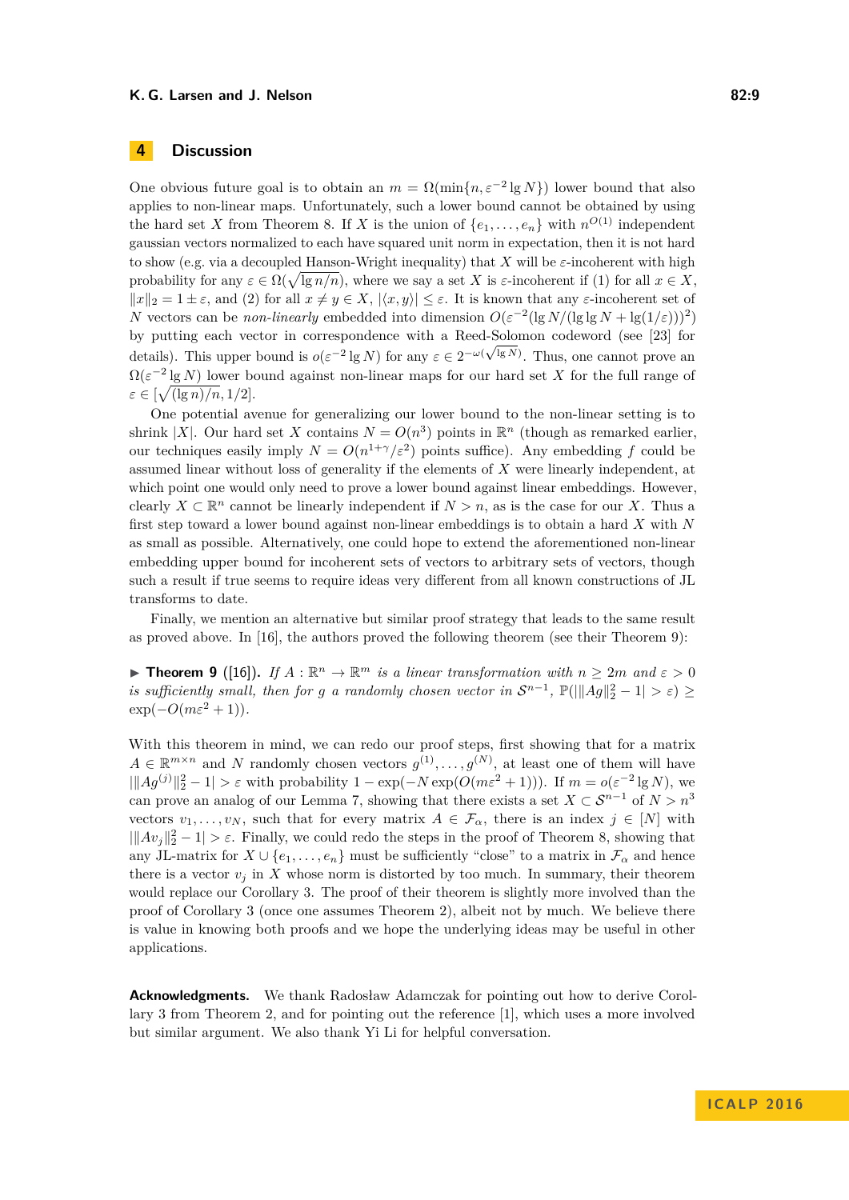## 4 Discussion

One obvious future goal is to obtain an $m = \Omega(\min\{n, \varepsilon^{-2} \lg N\})$ lower bound that also applies to non-linear maps. Unfortunately, such a lower bound cannot be obtained by using the hard set $X$ from Theorem 8. If $X$ is the union of $\{e_1, \ldots, e_n\}$ with $n^{O(1)}$ independent gaussian vectors normalized to each have squared unit norm in expectation, then it is not hard to show (e.g. via a decoupled Hanson-Wright inequality) that $X$ will be $\varepsilon$-incoherent with high probability for any $\varepsilon \in \Omega(\sqrt{\lg n/n})$, where we say a set $X$ is $\varepsilon$-incoherent if (1) for all $x \in X$, $\|x\|_2 = 1 \pm \varepsilon$, and (2) for all $x \neq y \in X$, $|\langle x, y\rangle| \le \varepsilon$. It is known that any $\varepsilon$-incoherent set of $N$ vectors can be *non-linearly* embedded into dimension $O(\varepsilon^{-2}(\lg N/(\lg\lg N + \lg(1/\varepsilon)))^2)$ by putting each vector in correspondence with a Reed-Solomon codeword (see [23] for details). This upper bound is $o(\varepsilon^{-2} \lg N)$ for any $\varepsilon \in 2^{-\omega(\sqrt{\lg N})}$. Thus, one cannot prove an $\Omega(\varepsilon^{-2} \lg N)$ lower bound against non-linear maps for our hard set $X$ for the full range of $\varepsilon \in [\sqrt{(\lg n)/n}, 1/2]$.

One potential avenue for generalizing our lower bound to the non-linear setting is to shrink $|X|$. Our hard set $X$ contains $N = O(n^3)$ points in $\mathbb{R}^n$ (though as remarked earlier, our techniques easily imply $N = O(n^{1+\gamma}/\varepsilon^2)$ points suffice). Any embedding $f$ could be assumed linear without loss of generality if the elements of $X$ were linearly independent, at which point one would only need to prove a lower bound against linear embeddings. However, clearly $X \subset \mathbb{R}^n$ cannot be linearly independent if $N > n$, as is the case for our $X$. Thus a first step toward a lower bound against non-linear embeddings is to obtain a hard $X$ with $N$ as small as possible. Alternatively, one could hope to extend the aforementioned non-linear embedding upper bound for incoherent sets of vectors to arbitrary sets of vectors, though such a result if true seems to require ideas very different from all known constructions of JL transforms to date.

Finally, we mention an alternative but similar proof strategy that leads to the same result as proved above. In [16], the authors proved the following theorem (see their Theorem 9):

▶ **Theorem 9** ([16]). *If $A : \mathbb{R}^n \to \mathbb{R}^m$ is a linear transformation with $n \ge 2m$ and $\varepsilon > 0$ is sufficiently small, then for $g$ a randomly chosen vector in $\mathcal{S}^{n-1}$, $\mathbb{P}(|\|Ag\|_2^2 - 1| > \varepsilon) \ge \exp(-O(m\varepsilon^2 + 1))$.*

With this theorem in mind, we can redo our proof steps, first showing that for a matrix $A \in \mathbb{R}^{m \times n}$ and $N$ randomly chosen vectors $g^{(1)}, \ldots, g^{(N)}$, at least one of them will have $|\|Ag^{(j)}\|_2^2 - 1| > \varepsilon$ with probability $1 - \exp(-N \exp(O(m\varepsilon^2 + 1)))$. If $m = o(\varepsilon^{-2} \lg N)$, we can prove an analog of our Lemma 7, showing that there exists a set $X \subset \mathcal{S}^{n-1}$ of $N > n^3$ vectors $v_1, \ldots, v_N$, such that for every matrix $A \in \mathcal{F}_\alpha$, there is an index $j \in [N]$ with $|\|Av_j\|_2^2 - 1| > \varepsilon$. Finally, we could redo the steps in the proof of Theorem 8, showing that any JL-matrix for $X \cup \{e_1, \ldots, e_n\}$ must be sufficiently "close" to a matrix in $\mathcal{F}_\alpha$ and hence there is a vector $v_j$ in $X$ whose norm is distorted by too much. In summary, their theorem would replace our Corollary 3. The proof of their theorem is slightly more involved than the proof of Corollary 3 (once one assumes Theorem 2), albeit not by much. We believe there is value in knowing both proofs and we hope the underlying ideas may be useful in other applications.

**Acknowledgments.** We thank Radosław Adamczak for pointing out how to derive Corollary 3 from Theorem 2, and for pointing out the reference [1], which uses a more involved but similar argument. We also thank Yi Li for helpful conversation.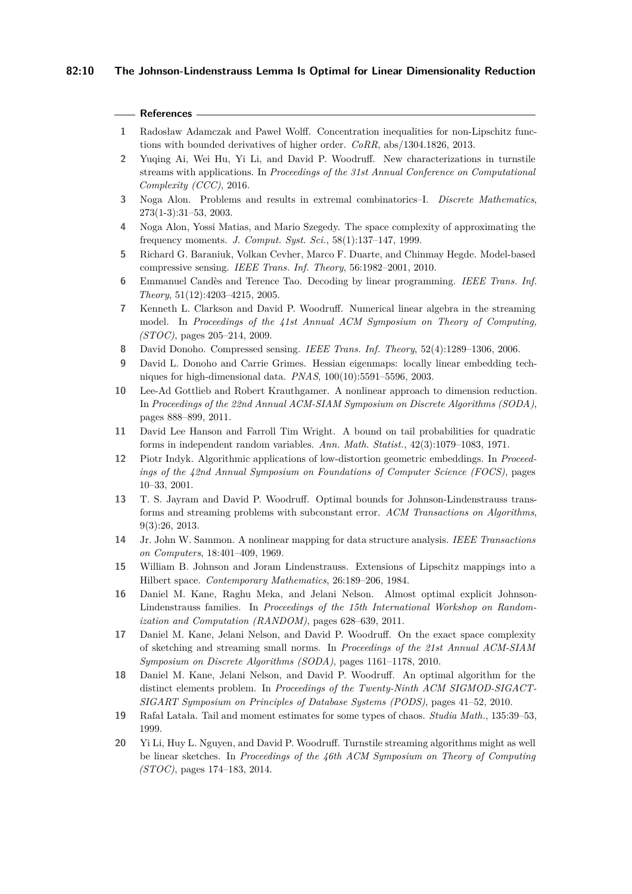## References

1. Radosław Adamczak and Paweł Wolff. Concentration inequalities for non-Lipschitz functions with bounded derivatives of higher order. *CoRR*, abs/1304.1826, 2013.
2. Yuqing Ai, Wei Hu, Yi Li, and David P. Woodruff. New characterizations in turnstile streams with applications. In *Proceedings of the 31st Annual Conference on Computational Complexity (CCC)*, 2016.
3. Noga Alon. Problems and results in extremal combinatorics–I. *Discrete Mathematics*, 273(1-3):31–53, 2003.
4. Noga Alon, Yossi Matias, and Mario Szegedy. The space complexity of approximating the frequency moments. *J. Comput. Syst. Sci.*, 58(1):137–147, 1999.
5. Richard G. Baraniuk, Volkan Cevher, Marco F. Duarte, and Chinmay Hegde. Model-based compressive sensing. *IEEE Trans. Inf. Theory*, 56:1982–2001, 2010.
6. Emmanuel Candès and Terence Tao. Decoding by linear programming. *IEEE Trans. Inf. Theory*, 51(12):4203–4215, 2005.
7. Kenneth L. Clarkson and David P. Woodruff. Numerical linear algebra in the streaming model. In *Proceedings of the 41st Annual ACM Symposium on Theory of Computing, (STOC)*, pages 205–214, 2009.
8. David Donoho. Compressed sensing. *IEEE Trans. Inf. Theory*, 52(4):1289–1306, 2006.
9. David L. Donoho and Carrie Grimes. Hessian eigenmaps: locally linear embedding techniques for high-dimensional data. *PNAS*, 100(10):5591–5596, 2003.
10. Lee-Ad Gottlieb and Robert Krauthgamer. A nonlinear approach to dimension reduction. In *Proceedings of the 22nd Annual ACM-SIAM Symposium on Discrete Algorithms (SODA)*, pages 888–899, 2011.
11. David Lee Hanson and Farroll Tim Wright. A bound on tail probabilities for quadratic forms in independent random variables. *Ann. Math. Statist.*, 42(3):1079–1083, 1971.
12. Piotr Indyk. Algorithmic applications of low-distortion geometric embeddings. In *Proceedings of the 42nd Annual Symposium on Foundations of Computer Science (FOCS)*, pages 10–33, 2001.
13. T. S. Jayram and David P. Woodruff. Optimal bounds for Johnson-Lindenstrauss transforms and streaming problems with subconstant error. *ACM Transactions on Algorithms*, 9(3):26, 2013.
14. Jr. John W. Sammon. A nonlinear mapping for data structure analysis. *IEEE Transactions on Computers*, 18:401–409, 1969.
15. William B. Johnson and Joram Lindenstrauss. Extensions of Lipschitz mappings into a Hilbert space. *Contemporary Mathematics*, 26:189–206, 1984.
16. Daniel M. Kane, Raghu Meka, and Jelani Nelson. Almost optimal explicit Johnson-Lindenstrauss families. In *Proceedings of the 15th International Workshop on Randomization and Computation (RANDOM)*, pages 628–639, 2011.
17. Daniel M. Kane, Jelani Nelson, and David P. Woodruff. On the exact space complexity of sketching and streaming small norms. In *Proceedings of the 21st Annual ACM-SIAM Symposium on Discrete Algorithms (SODA)*, pages 1161–1178, 2010.
18. Daniel M. Kane, Jelani Nelson, and David P. Woodruff. An optimal algorithm for the distinct elements problem. In *Proceedings of the Twenty-Ninth ACM SIGMOD-SIGACT-SIGART Symposium on Principles of Database Systems (PODS)*, pages 41–52, 2010.
19. Rafał Latała. Tail and moment estimates for some types of chaos. *Studia Math.*, 135:39–53, 1999.
20. Yi Li, Huy L. Nguyen, and David P. Woodruff. Turnstile streaming algorithms might as well be linear sketches. In *Proceedings of the 46th ACM Symposium on Theory of Computing (STOC)*, pages 174–183, 2014.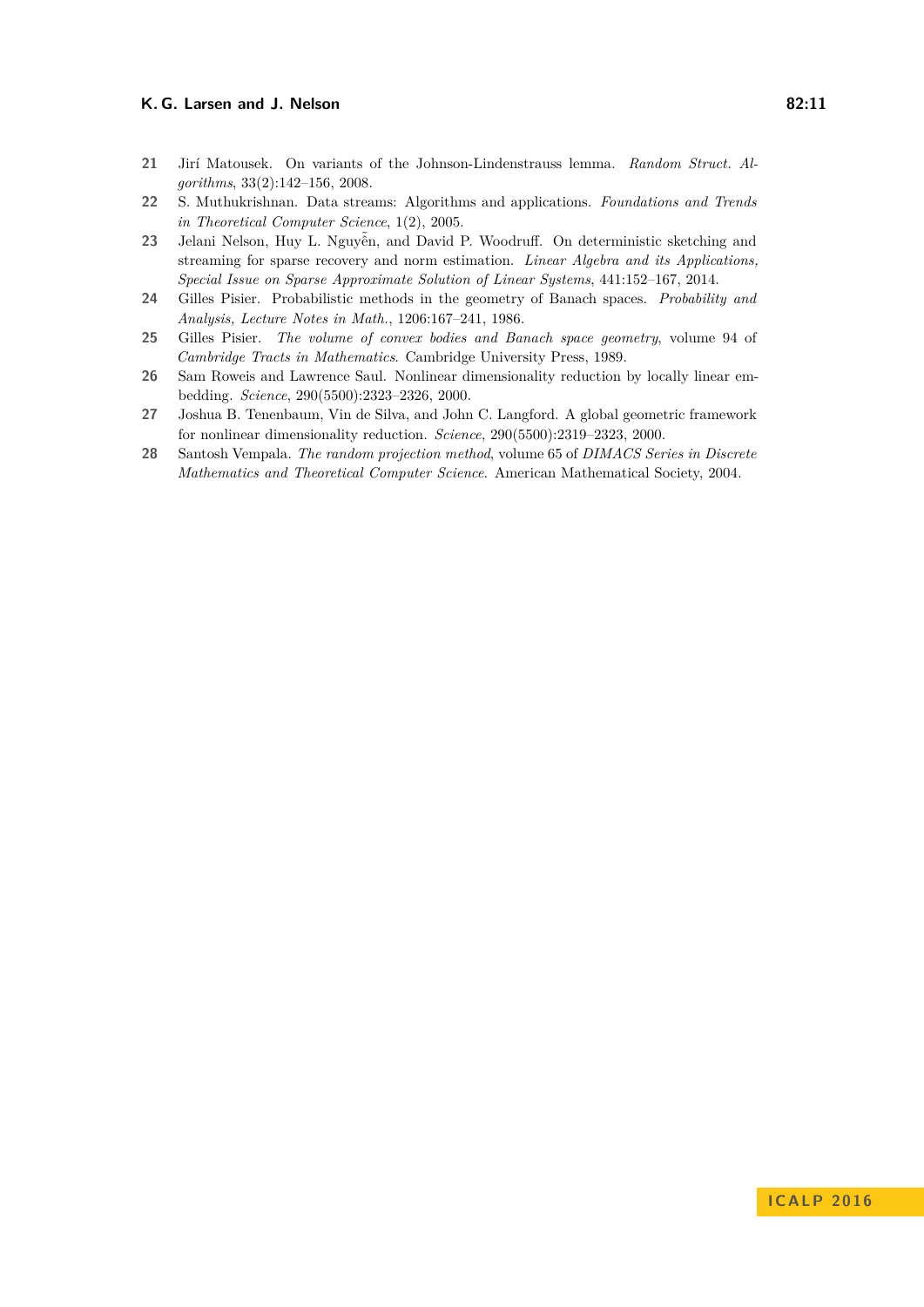21 Jirí Matousek. On variants of the Johnson-Lindenstrauss lemma. *Random Struct. Algorithms*, 33(2):142–156, 2008.

22 S. Muthukrishnan. Data streams: Algorithms and applications. *Foundations and Trends in Theoretical Computer Science*, 1(2), 2005.

23 Jelani Nelson, Huy L. Nguyễn, and David P. Woodruff. On deterministic sketching and streaming for sparse recovery and norm estimation. *Linear Algebra and its Applications, Special Issue on Sparse Approximate Solution of Linear Systems*, 441:152–167, 2014.

24 Gilles Pisier. Probabilistic methods in the geometry of Banach spaces. *Probability and Analysis, Lecture Notes in Math.*, 1206:167–241, 1986.

25 Gilles Pisier. *The volume of convex bodies and Banach space geometry*, volume 94 of *Cambridge Tracts in Mathematics*. Cambridge University Press, 1989.

26 Sam Roweis and Lawrence Saul. Nonlinear dimensionality reduction by locally linear embedding. *Science*, 290(5500):2323–2326, 2000.

27 Joshua B. Tenenbaum, Vin de Silva, and John C. Langford. A global geometric framework for nonlinear dimensionality reduction. *Science*, 290(5500):2319–2323, 2000.

28 Santosh Vempala. *The random projection method*, volume 65 of *DIMACS Series in Discrete Mathematics and Theoretical Computer Science*. American Mathematical Society, 2004.